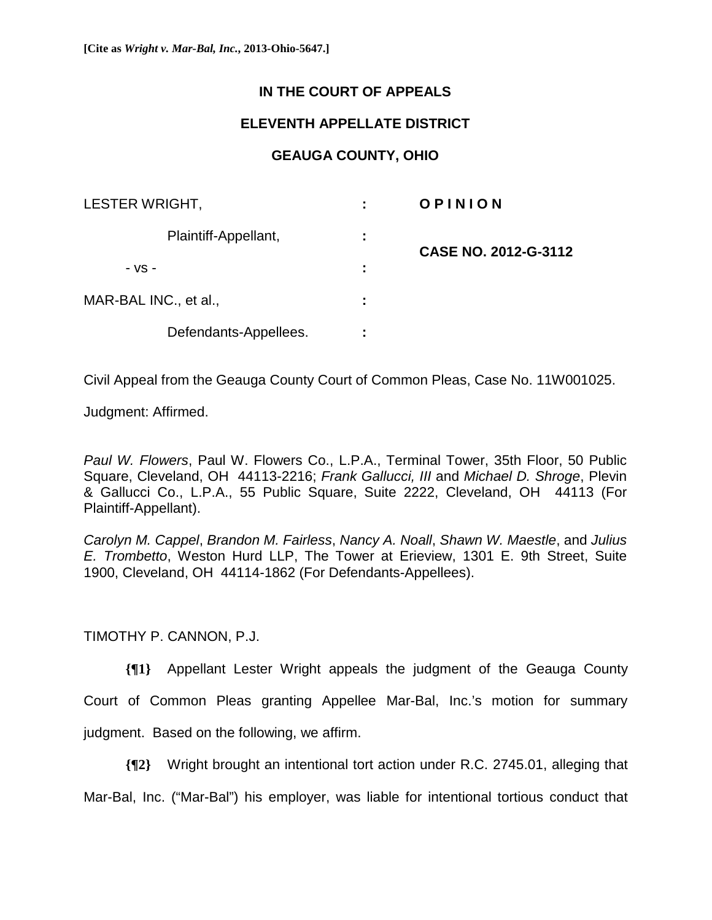**[Cite as *Wright v. Mar-Bal, Inc.*, 2013-Ohio-5647.]**

**IN THE COURT OF APPEALS**

**ELEVENTH APPELLATE DISTRICT**

**GEAUGA COUNTY, OHIO**

| | | |
|---|---|---|
| LESTER WRIGHT, | : | **O P I N I O N** |
| Plaintiff-Appellant, | : | **CASE NO. 2012-G-3112** |
| - vs - | : | |
| MAR-BAL INC., et al., | : | |
| Defendants-Appellees. | : | |

Civil Appeal from the Geauga County Court of Common Pleas, Case No. 11W001025.

Judgment: Affirmed.

*Paul W. Flowers*, Paul W. Flowers Co., L.P.A., Terminal Tower, 35th Floor, 50 Public Square, Cleveland, OH 44113-2216; *Frank Gallucci, III* and *Michael D. Shroge*, Plevin & Gallucci Co., L.P.A., 55 Public Square, Suite 2222, Cleveland, OH 44113 (For Plaintiff-Appellant).

*Carolyn M. Cappel*, *Brandon M. Fairless*, *Nancy A. Noall*, *Shawn W. Maestle*, and *Julius E. Trombetto*, Weston Hurd LLP, The Tower at Erieview, 1301 E. 9th Street, Suite 1900, Cleveland, OH 44114-1862 (For Defendants-Appellees).

TIMOTHY P. CANNON, P.J.

**{¶1}** Appellant Lester Wright appeals the judgment of the Geauga County Court of Common Pleas granting Appellee Mar-Bal, Inc.'s motion for summary judgment. Based on the following, we affirm.

**{¶2}** Wright brought an intentional tort action under R.C. 2745.01, alleging that Mar-Bal, Inc. ("Mar-Bal") his employer, was liable for intentional tortious conduct that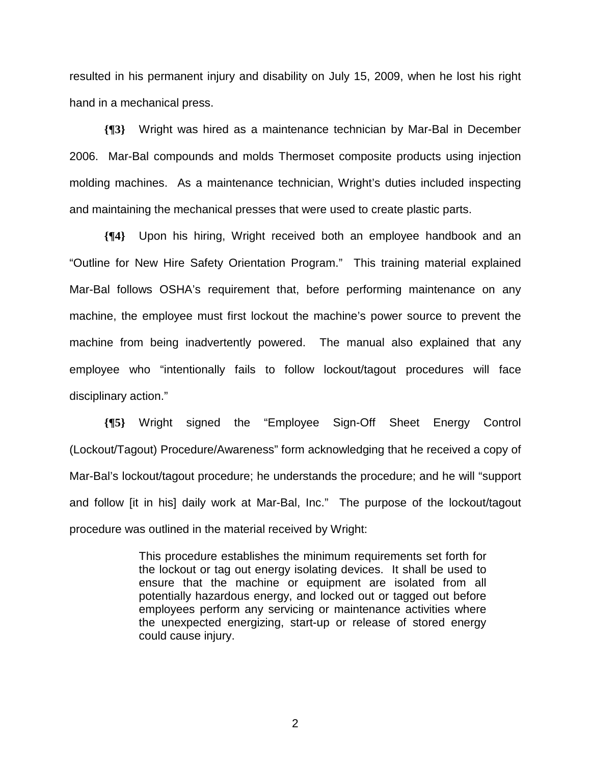resulted in his permanent injury and disability on July 15, 2009, when he lost his right hand in a mechanical press.

**{¶3}** Wright was hired as a maintenance technician by Mar-Bal in December 2006. Mar-Bal compounds and molds Thermoset composite products using injection molding machines. As a maintenance technician, Wright's duties included inspecting and maintaining the mechanical presses that were used to create plastic parts.

**{¶4}** Upon his hiring, Wright received both an employee handbook and an "Outline for New Hire Safety Orientation Program." This training material explained Mar-Bal follows OSHA's requirement that, before performing maintenance on any machine, the employee must first lockout the machine's power source to prevent the machine from being inadvertently powered. The manual also explained that any employee who "intentionally fails to follow lockout/tagout procedures will face disciplinary action."

**{¶5}** Wright signed the "Employee Sign-Off Sheet Energy Control (Lockout/Tagout) Procedure/Awareness" form acknowledging that he received a copy of Mar-Bal's lockout/tagout procedure; he understands the procedure; and he will "support and follow [it in his] daily work at Mar-Bal, Inc." The purpose of the lockout/tagout procedure was outlined in the material received by Wright:

> This procedure establishes the minimum requirements set forth for the lockout or tag out energy isolating devices. It shall be used to ensure that the machine or equipment are isolated from all potentially hazardous energy, and locked out or tagged out before employees perform any servicing or maintenance activities where the unexpected energizing, start-up or release of stored energy could cause injury.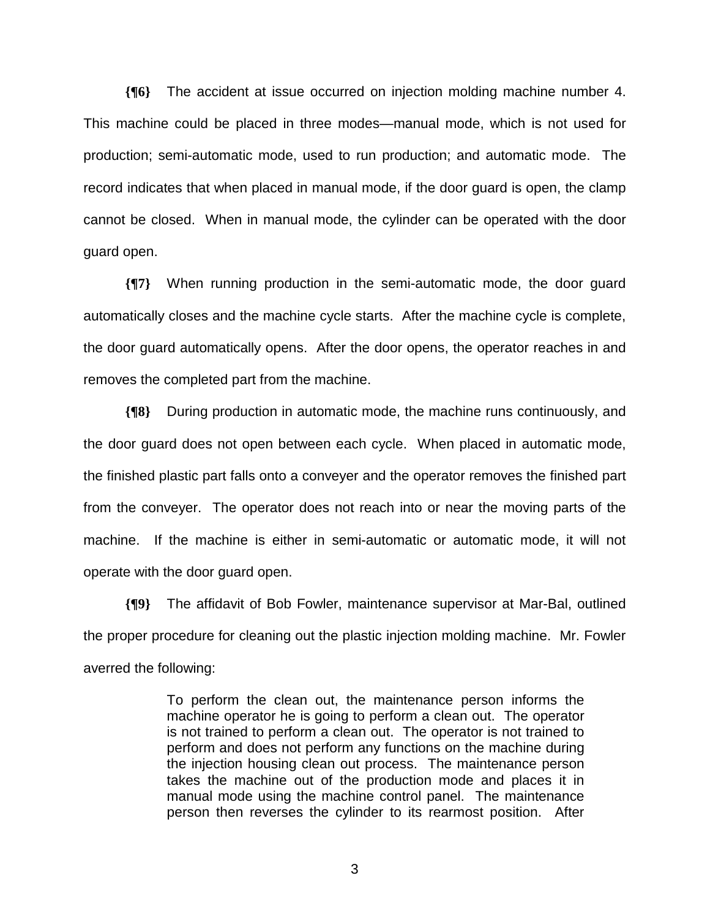**{¶6}** The accident at issue occurred on injection molding machine number 4. This machine could be placed in three modes—manual mode, which is not used for production; semi-automatic mode, used to run production; and automatic mode. The record indicates that when placed in manual mode, if the door guard is open, the clamp cannot be closed. When in manual mode, the cylinder can be operated with the door guard open.

**{¶7}** When running production in the semi-automatic mode, the door guard automatically closes and the machine cycle starts. After the machine cycle is complete, the door guard automatically opens. After the door opens, the operator reaches in and removes the completed part from the machine.

**{¶8}** During production in automatic mode, the machine runs continuously, and the door guard does not open between each cycle. When placed in automatic mode, the finished plastic part falls onto a conveyer and the operator removes the finished part from the conveyer. The operator does not reach into or near the moving parts of the machine. If the machine is either in semi-automatic or automatic mode, it will not operate with the door guard open.

**{¶9}** The affidavit of Bob Fowler, maintenance supervisor at Mar-Bal, outlined the proper procedure for cleaning out the plastic injection molding machine. Mr. Fowler averred the following:

> To perform the clean out, the maintenance person informs the machine operator he is going to perform a clean out. The operator is not trained to perform a clean out. The operator is not trained to perform and does not perform any functions on the machine during the injection housing clean out process. The maintenance person takes the machine out of the production mode and places it in manual mode using the machine control panel. The maintenance person then reverses the cylinder to its rearmost position. After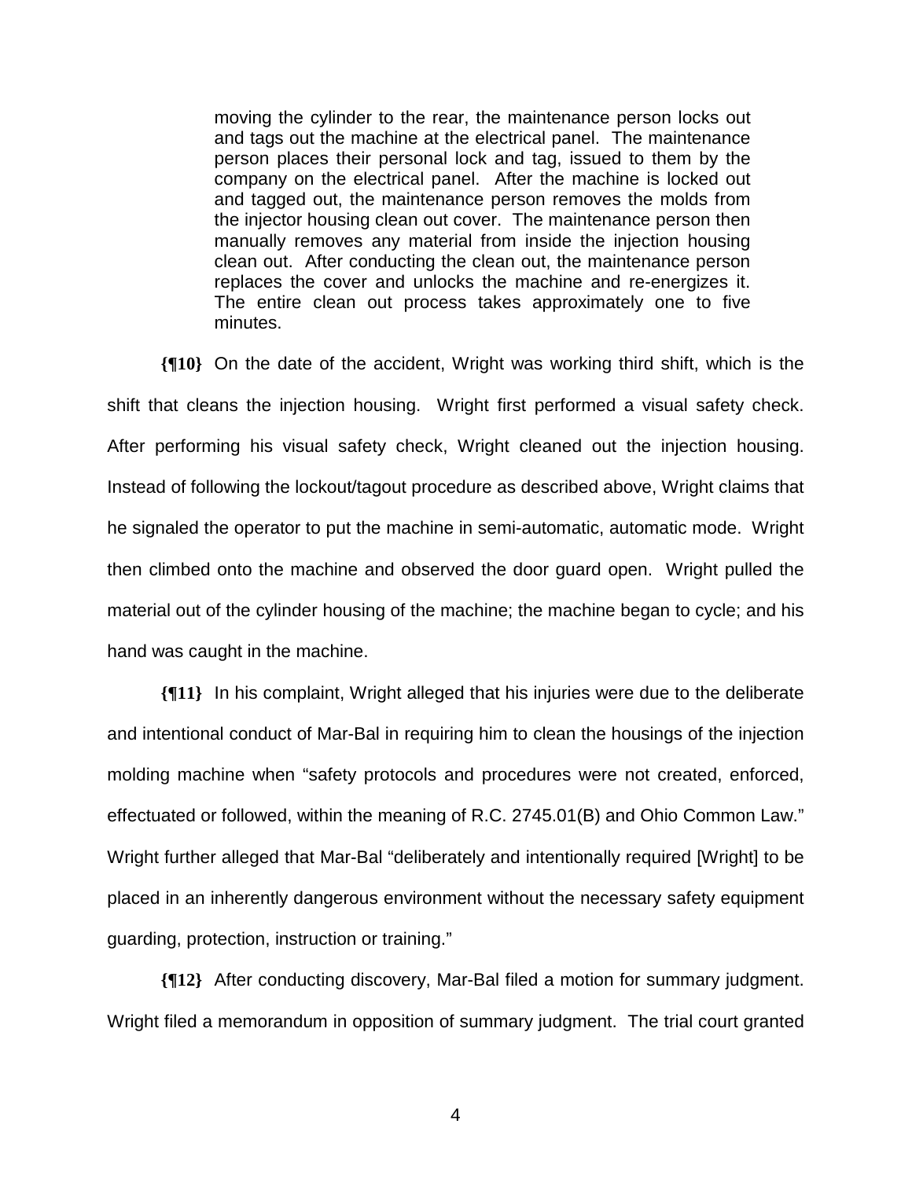> moving the cylinder to the rear, the maintenance person locks out and tags out the machine at the electrical panel. The maintenance person places their personal lock and tag, issued to them by the company on the electrical panel. After the machine is locked out and tagged out, the maintenance person removes the molds from the injector housing clean out cover. The maintenance person then manually removes any material from inside the injection housing clean out. After conducting the clean out, the maintenance person replaces the cover and unlocks the machine and re-energizes it. The entire clean out process takes approximately one to five minutes.

**{¶10}** On the date of the accident, Wright was working third shift, which is the shift that cleans the injection housing. Wright first performed a visual safety check. After performing his visual safety check, Wright cleaned out the injection housing. Instead of following the lockout/tagout procedure as described above, Wright claims that he signaled the operator to put the machine in semi-automatic, automatic mode. Wright then climbed onto the machine and observed the door guard open. Wright pulled the material out of the cylinder housing of the machine; the machine began to cycle; and his hand was caught in the machine.

**{¶11}** In his complaint, Wright alleged that his injuries were due to the deliberate and intentional conduct of Mar-Bal in requiring him to clean the housings of the injection molding machine when "safety protocols and procedures were not created, enforced, effectuated or followed, within the meaning of R.C. 2745.01(B) and Ohio Common Law." Wright further alleged that Mar-Bal "deliberately and intentionally required [Wright] to be placed in an inherently dangerous environment without the necessary safety equipment guarding, protection, instruction or training."

**{¶12}** After conducting discovery, Mar-Bal filed a motion for summary judgment. Wright filed a memorandum in opposition of summary judgment. The trial court granted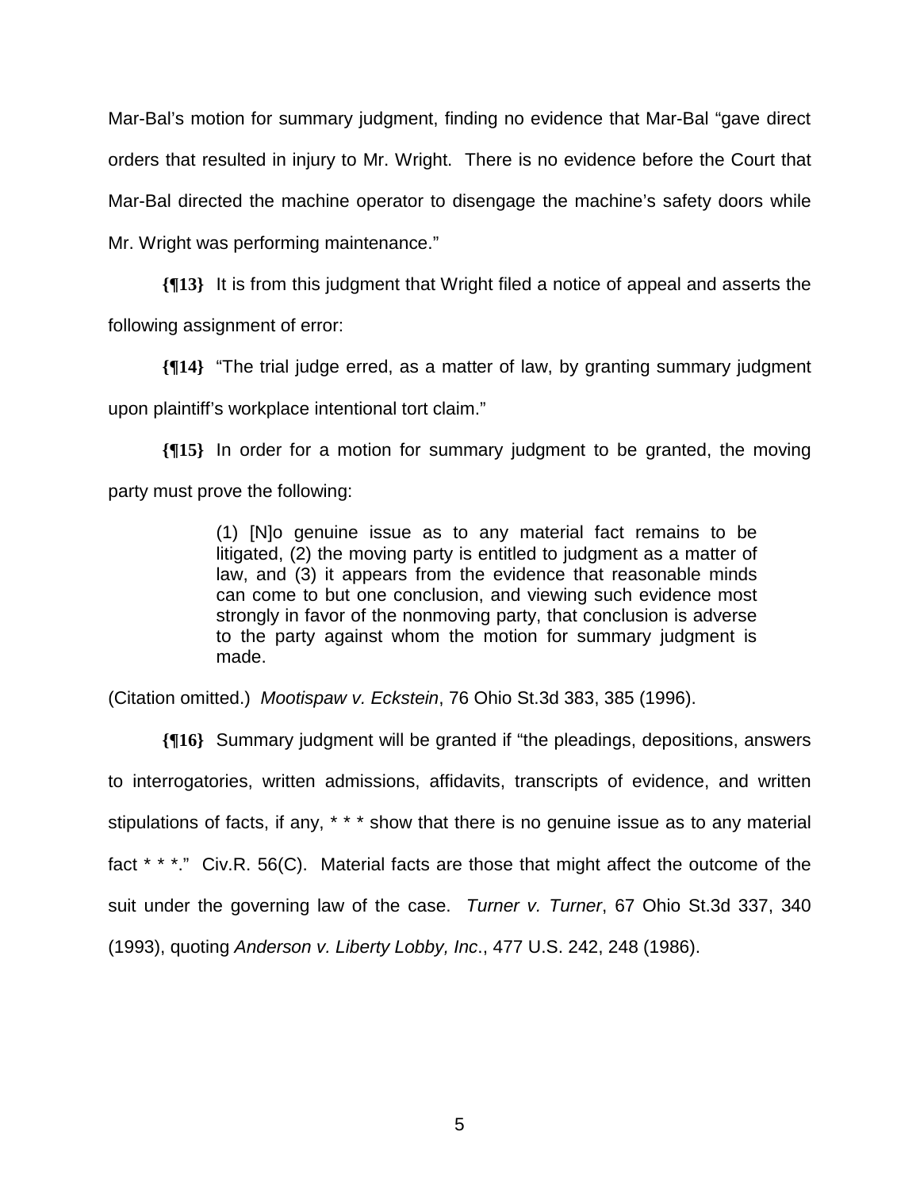Mar-Bal's motion for summary judgment, finding no evidence that Mar-Bal "gave direct orders that resulted in injury to Mr. Wright. There is no evidence before the Court that Mar-Bal directed the machine operator to disengage the machine's safety doors while Mr. Wright was performing maintenance."

**{¶13}** It is from this judgment that Wright filed a notice of appeal and asserts the following assignment of error:

**{¶14}** "The trial judge erred, as a matter of law, by granting summary judgment upon plaintiff's workplace intentional tort claim."

**{¶15}** In order for a motion for summary judgment to be granted, the moving party must prove the following:

> (1) [N]o genuine issue as to any material fact remains to be litigated, (2) the moving party is entitled to judgment as a matter of law, and (3) it appears from the evidence that reasonable minds can come to but one conclusion, and viewing such evidence most strongly in favor of the nonmoving party, that conclusion is adverse to the party against whom the motion for summary judgment is made.

(Citation omitted.) *Mootispaw v. Eckstein*, 76 Ohio St.3d 383, 385 (1996).

**{¶16}** Summary judgment will be granted if "the pleadings, depositions, answers to interrogatories, written admissions, affidavits, transcripts of evidence, and written stipulations of facts, if any, * * * show that there is no genuine issue as to any material fact * * *." Civ.R. 56(C). Material facts are those that might affect the outcome of the suit under the governing law of the case. *Turner v. Turner*, 67 Ohio St.3d 337, 340 (1993), quoting *Anderson v. Liberty Lobby, Inc*., 477 U.S. 242, 248 (1986).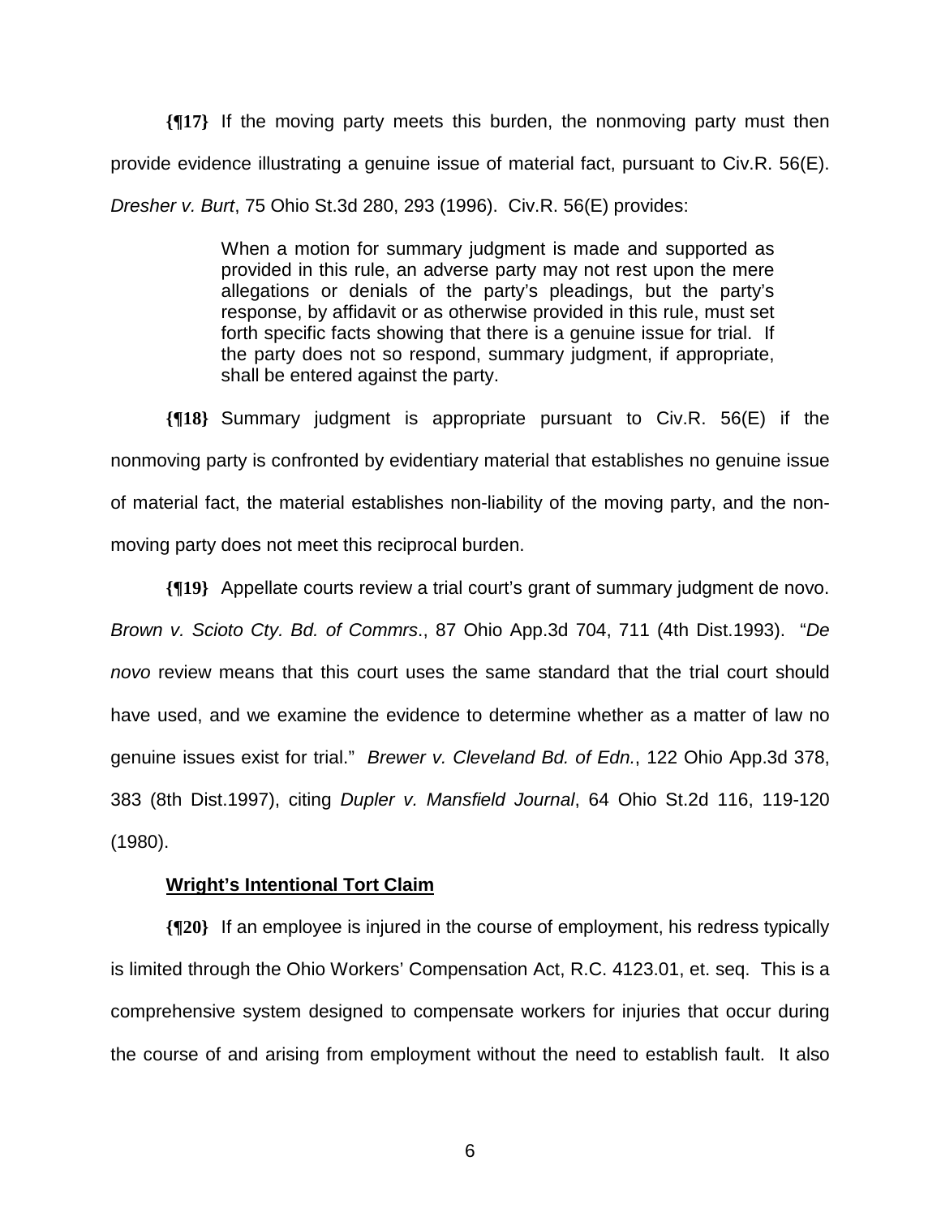**{¶17}** If the moving party meets this burden, the nonmoving party must then provide evidence illustrating a genuine issue of material fact, pursuant to Civ.R. 56(E). *Dresher v. Burt*, 75 Ohio St.3d 280, 293 (1996). Civ.R. 56(E) provides:

> When a motion for summary judgment is made and supported as provided in this rule, an adverse party may not rest upon the mere allegations or denials of the party's pleadings, but the party's response, by affidavit or as otherwise provided in this rule, must set forth specific facts showing that there is a genuine issue for trial. If the party does not so respond, summary judgment, if appropriate, shall be entered against the party.

**{¶18}** Summary judgment is appropriate pursuant to Civ.R. 56(E) if the nonmoving party is confronted by evidentiary material that establishes no genuine issue of material fact, the material establishes non-liability of the moving party, and the non-moving party does not meet this reciprocal burden.

**{¶19}** Appellate courts review a trial court's grant of summary judgment de novo. *Brown v. Scioto Cty. Bd. of Commrs*., 87 Ohio App.3d 704, 711 (4th Dist.1993). "*De novo* review means that this court uses the same standard that the trial court should have used, and we examine the evidence to determine whether as a matter of law no genuine issues exist for trial." *Brewer v. Cleveland Bd. of Edn.*, 122 Ohio App.3d 378, 383 (8th Dist.1997), citing *Dupler v. Mansfield Journal*, 64 Ohio St.2d 116, 119-120 (1980).

**Wright's Intentional Tort Claim**

**{¶20}** If an employee is injured in the course of employment, his redress typically is limited through the Ohio Workers' Compensation Act, R.C. 4123.01, et. seq. This is a comprehensive system designed to compensate workers for injuries that occur during the course of and arising from employment without the need to establish fault. It also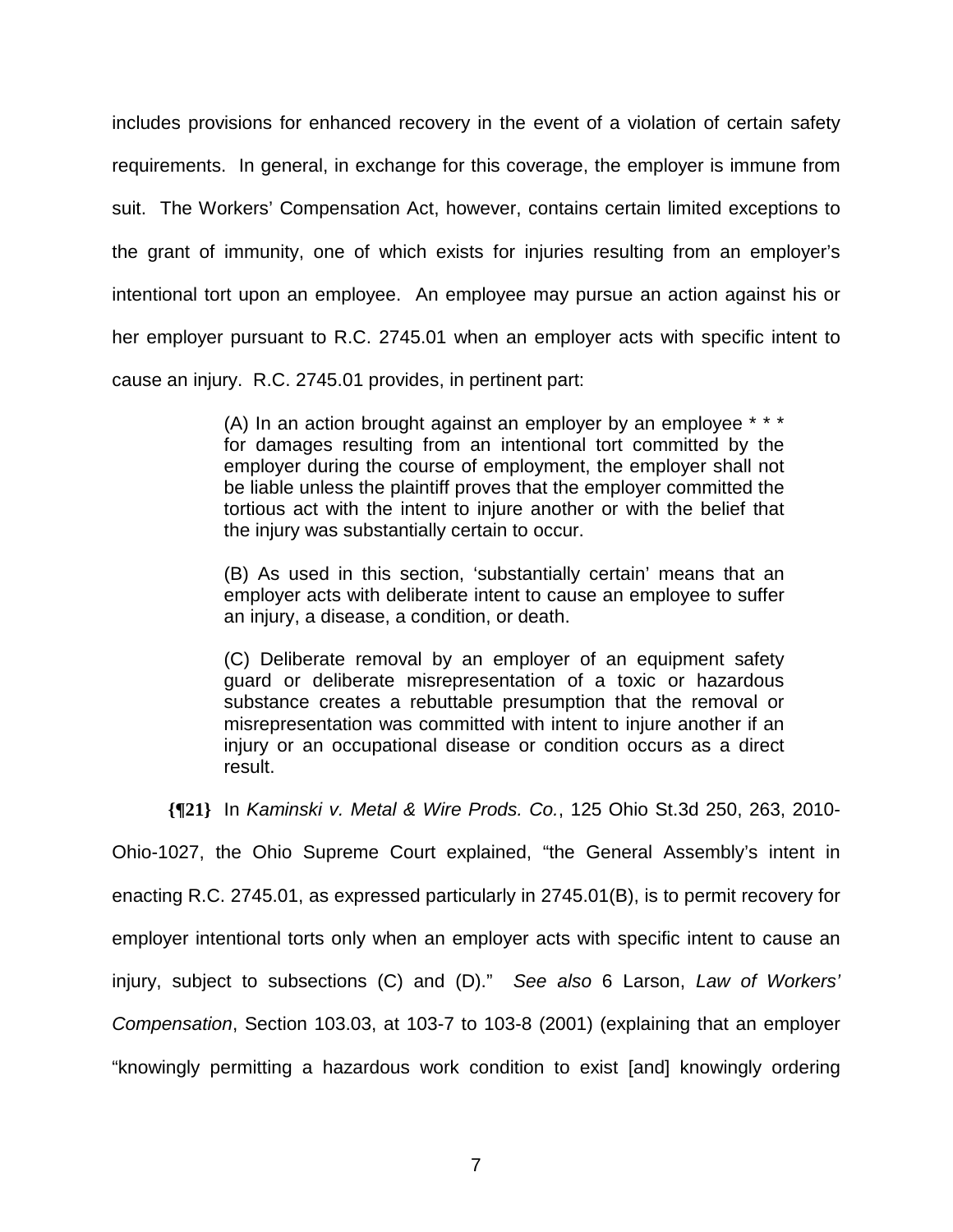includes provisions for enhanced recovery in the event of a violation of certain safety requirements. In general, in exchange for this coverage, the employer is immune from suit. The Workers' Compensation Act, however, contains certain limited exceptions to the grant of immunity, one of which exists for injuries resulting from an employer's intentional tort upon an employee. An employee may pursue an action against his or her employer pursuant to R.C. 2745.01 when an employer acts with specific intent to cause an injury. R.C. 2745.01 provides, in pertinent part:

> (A) In an action brought against an employer by an employee * * * for damages resulting from an intentional tort committed by the employer during the course of employment, the employer shall not be liable unless the plaintiff proves that the employer committed the tortious act with the intent to injure another or with the belief that the injury was substantially certain to occur.
>
> (B) As used in this section, 'substantially certain' means that an employer acts with deliberate intent to cause an employee to suffer an injury, a disease, a condition, or death.
>
> (C) Deliberate removal by an employer of an equipment safety guard or deliberate misrepresentation of a toxic or hazardous substance creates a rebuttable presumption that the removal or misrepresentation was committed with intent to injure another if an injury or an occupational disease or condition occurs as a direct result.

**{¶21}** In *Kaminski v. Metal & Wire Prods. Co.*, 125 Ohio St.3d 250, 263, 2010-Ohio-1027, the Ohio Supreme Court explained, "the General Assembly's intent in enacting R.C. 2745.01, as expressed particularly in 2745.01(B), is to permit recovery for employer intentional torts only when an employer acts with specific intent to cause an injury, subject to subsections (C) and (D)." *See also* 6 Larson, *Law of Workers' Compensation*, Section 103.03, at 103-7 to 103-8 (2001) (explaining that an employer "knowingly permitting a hazardous work condition to exist [and] knowingly ordering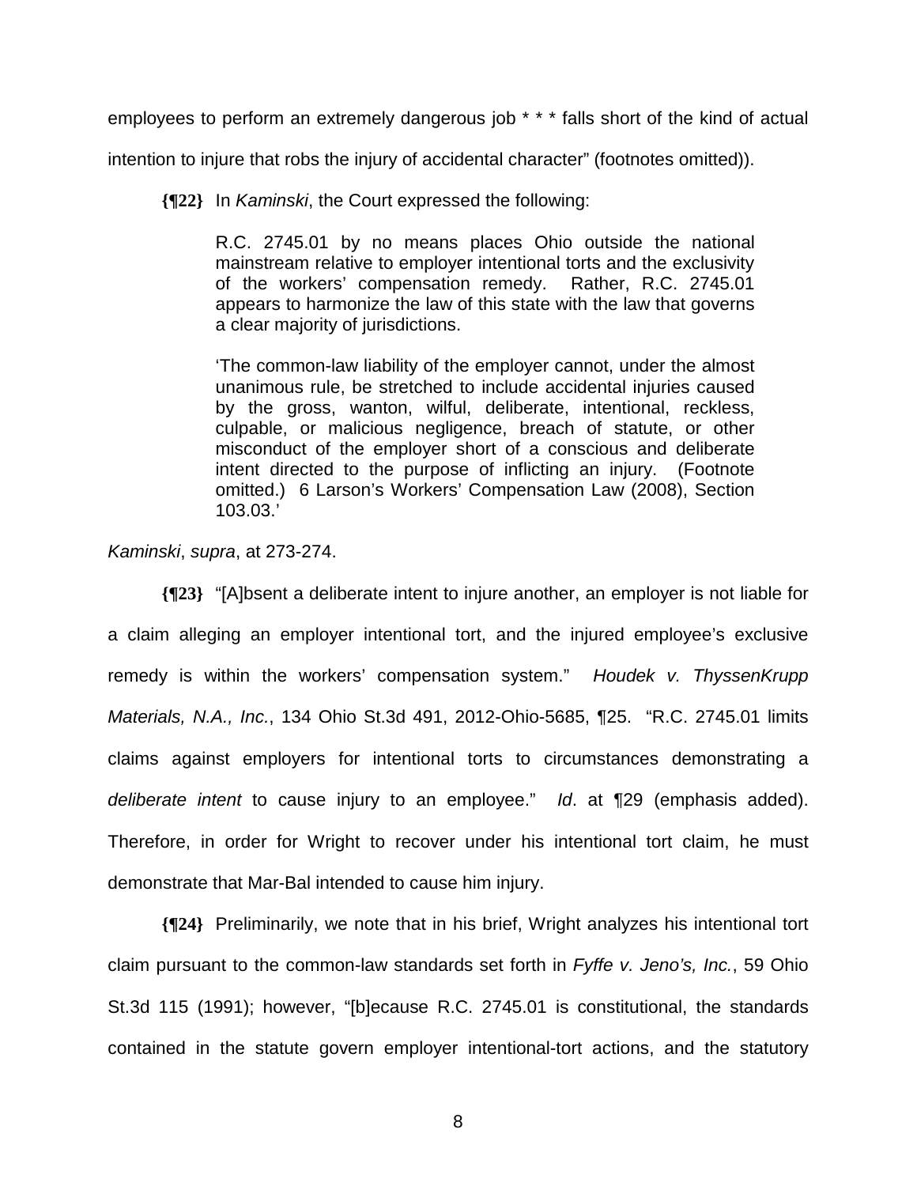employees to perform an extremely dangerous job * * * falls short of the kind of actual intention to injure that robs the injury of accidental character" (footnotes omitted)).

**{¶22}** In *Kaminski*, the Court expressed the following:

> R.C. 2745.01 by no means places Ohio outside the national mainstream relative to employer intentional torts and the exclusivity of the workers' compensation remedy. Rather, R.C. 2745.01 appears to harmonize the law of this state with the law that governs a clear majority of jurisdictions.
>
> 'The common-law liability of the employer cannot, under the almost unanimous rule, be stretched to include accidental injuries caused by the gross, wanton, wilful, deliberate, intentional, reckless, culpable, or malicious negligence, breach of statute, or other misconduct of the employer short of a conscious and deliberate intent directed to the purpose of inflicting an injury. (Footnote omitted.) 6 Larson's Workers' Compensation Law (2008), Section 103.03.'

*Kaminski*, *supra*, at 273-274.

**{¶23}** "[A]bsent a deliberate intent to injure another, an employer is not liable for a claim alleging an employer intentional tort, and the injured employee's exclusive remedy is within the workers' compensation system." *Houdek v. ThyssenKrupp Materials, N.A., Inc.*, 134 Ohio St.3d 491, 2012-Ohio-5685, ¶25. "R.C. 2745.01 limits claims against employers for intentional torts to circumstances demonstrating a *deliberate intent* to cause injury to an employee." *Id*. at ¶29 (emphasis added). Therefore, in order for Wright to recover under his intentional tort claim, he must demonstrate that Mar-Bal intended to cause him injury.

**{¶24}** Preliminarily, we note that in his brief, Wright analyzes his intentional tort claim pursuant to the common-law standards set forth in *Fyffe v. Jeno's, Inc.*, 59 Ohio St.3d 115 (1991); however, "[b]ecause R.C. 2745.01 is constitutional, the standards contained in the statute govern employer intentional-tort actions, and the statutory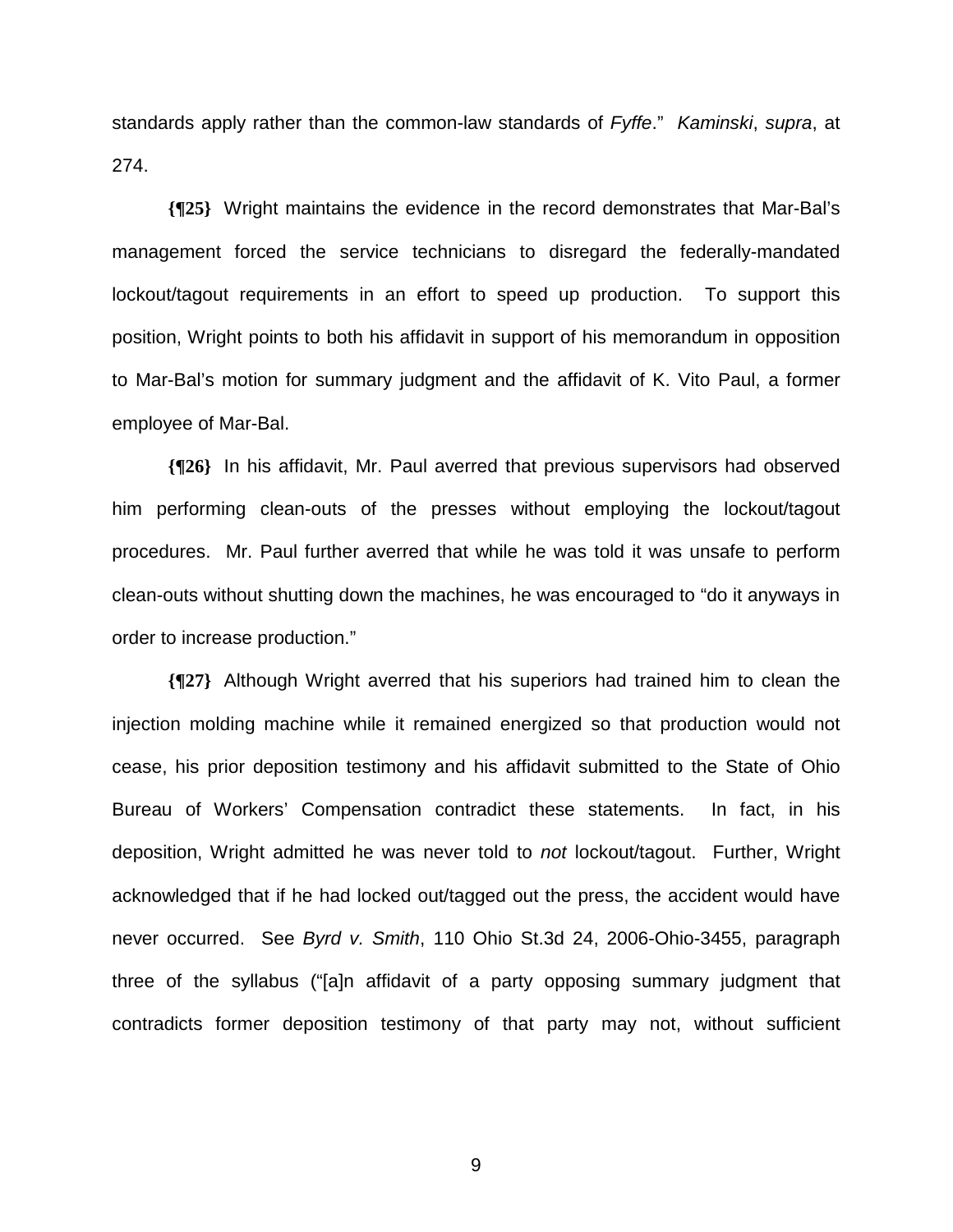standards apply rather than the common-law standards of *Fyffe*." *Kaminski*, *supra*, at 274.

**{¶25}** Wright maintains the evidence in the record demonstrates that Mar-Bal's management forced the service technicians to disregard the federally-mandated lockout/tagout requirements in an effort to speed up production. To support this position, Wright points to both his affidavit in support of his memorandum in opposition to Mar-Bal's motion for summary judgment and the affidavit of K. Vito Paul, a former employee of Mar-Bal.

**{¶26}** In his affidavit, Mr. Paul averred that previous supervisors had observed him performing clean-outs of the presses without employing the lockout/tagout procedures. Mr. Paul further averred that while he was told it was unsafe to perform clean-outs without shutting down the machines, he was encouraged to "do it anyways in order to increase production."

**{¶27}** Although Wright averred that his superiors had trained him to clean the injection molding machine while it remained energized so that production would not cease, his prior deposition testimony and his affidavit submitted to the State of Ohio Bureau of Workers' Compensation contradict these statements. In fact, in his deposition, Wright admitted he was never told to *not* lockout/tagout. Further, Wright acknowledged that if he had locked out/tagged out the press, the accident would have never occurred. See *Byrd v. Smith*, 110 Ohio St.3d 24, 2006-Ohio-3455, paragraph three of the syllabus ("[a]n affidavit of a party opposing summary judgment that contradicts former deposition testimony of that party may not, without sufficient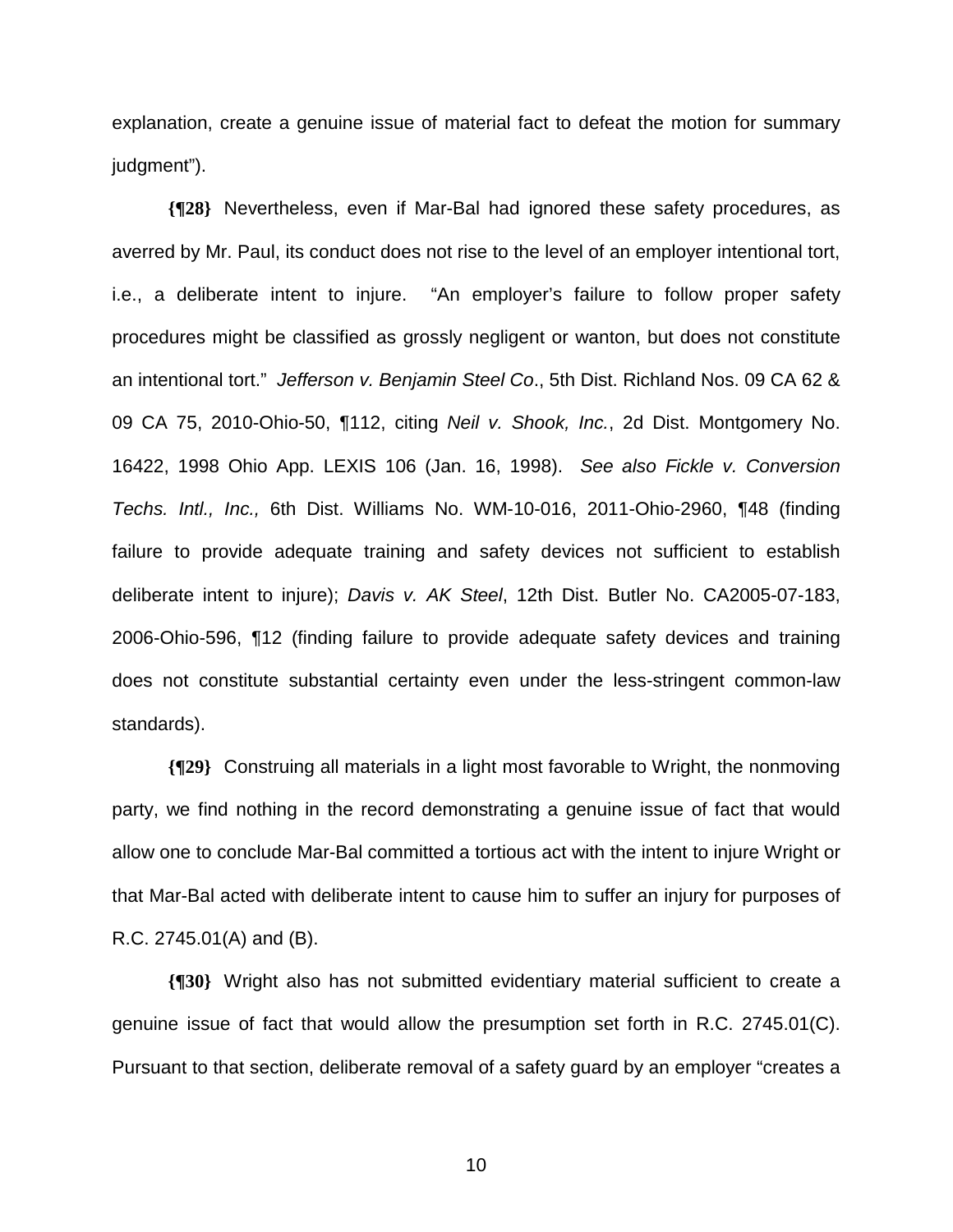explanation, create a genuine issue of material fact to defeat the motion for summary judgment").

**{¶28}** Nevertheless, even if Mar-Bal had ignored these safety procedures, as averred by Mr. Paul, its conduct does not rise to the level of an employer intentional tort, i.e., a deliberate intent to injure. "An employer's failure to follow proper safety procedures might be classified as grossly negligent or wanton, but does not constitute an intentional tort." *Jefferson v. Benjamin Steel Co*., 5th Dist. Richland Nos. 09 CA 62 & 09 CA 75, 2010-Ohio-50, ¶112, citing *Neil v. Shook, Inc.*, 2d Dist. Montgomery No. 16422, 1998 Ohio App. LEXIS 106 (Jan. 16, 1998). *See also Fickle v. Conversion Techs. Intl., Inc.,* 6th Dist. Williams No. WM-10-016, 2011-Ohio-2960, ¶48 (finding failure to provide adequate training and safety devices not sufficient to establish deliberate intent to injure); *Davis v. AK Steel*, 12th Dist. Butler No. CA2005-07-183, 2006-Ohio-596, ¶12 (finding failure to provide adequate safety devices and training does not constitute substantial certainty even under the less-stringent common-law standards).

**{¶29}** Construing all materials in a light most favorable to Wright, the nonmoving party, we find nothing in the record demonstrating a genuine issue of fact that would allow one to conclude Mar-Bal committed a tortious act with the intent to injure Wright or that Mar-Bal acted with deliberate intent to cause him to suffer an injury for purposes of R.C. 2745.01(A) and (B).

**{¶30}** Wright also has not submitted evidentiary material sufficient to create a genuine issue of fact that would allow the presumption set forth in R.C. 2745.01(C). Pursuant to that section, deliberate removal of a safety guard by an employer "creates a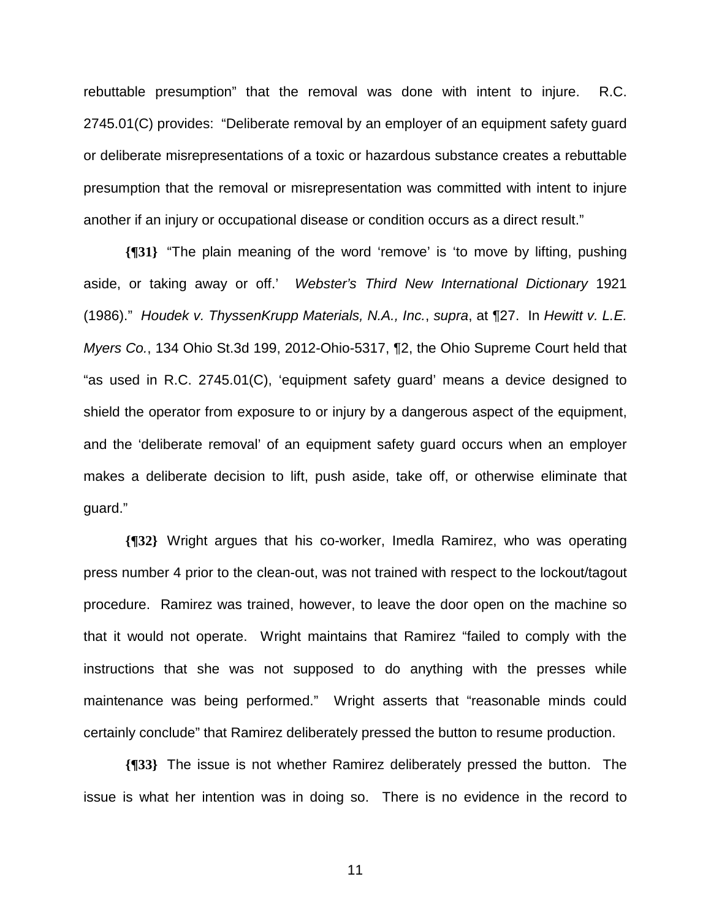rebuttable presumption" that the removal was done with intent to injure. R.C. 2745.01(C) provides: "Deliberate removal by an employer of an equipment safety guard or deliberate misrepresentations of a toxic or hazardous substance creates a rebuttable presumption that the removal or misrepresentation was committed with intent to injure another if an injury or occupational disease or condition occurs as a direct result."

**{¶31}** "The plain meaning of the word 'remove' is 'to move by lifting, pushing aside, or taking away or off.' *Webster's Third New International Dictionary* 1921 (1986)." *Houdek v. ThyssenKrupp Materials, N.A., Inc.*, *supra*, at ¶27. In *Hewitt v. L.E. Myers Co.*, 134 Ohio St.3d 199, 2012-Ohio-5317, ¶2, the Ohio Supreme Court held that "as used in R.C. 2745.01(C), 'equipment safety guard' means a device designed to shield the operator from exposure to or injury by a dangerous aspect of the equipment, and the 'deliberate removal' of an equipment safety guard occurs when an employer makes a deliberate decision to lift, push aside, take off, or otherwise eliminate that guard."

**{¶32}** Wright argues that his co-worker, Imedla Ramirez, who was operating press number 4 prior to the clean-out, was not trained with respect to the lockout/tagout procedure. Ramirez was trained, however, to leave the door open on the machine so that it would not operate. Wright maintains that Ramirez "failed to comply with the instructions that she was not supposed to do anything with the presses while maintenance was being performed." Wright asserts that "reasonable minds could certainly conclude" that Ramirez deliberately pressed the button to resume production.

**{¶33}** The issue is not whether Ramirez deliberately pressed the button. The issue is what her intention was in doing so. There is no evidence in the record to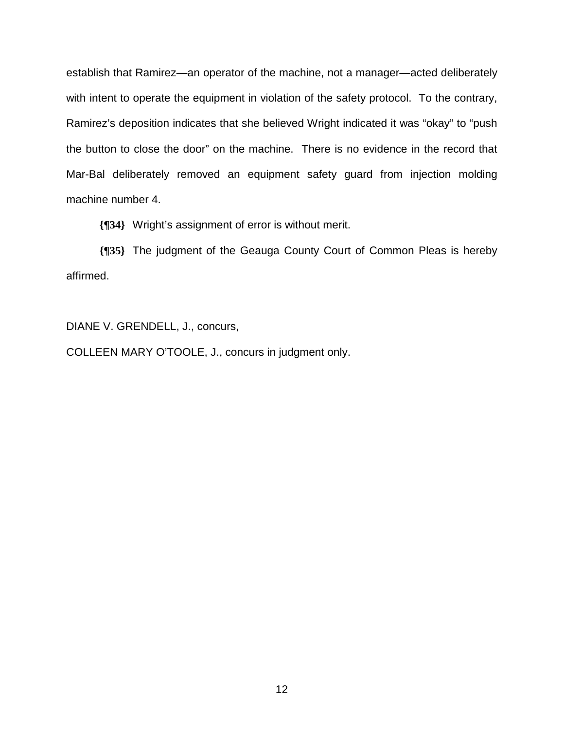establish that Ramirez—an operator of the machine, not a manager—acted deliberately with intent to operate the equipment in violation of the safety protocol. To the contrary, Ramirez's deposition indicates that she believed Wright indicated it was "okay" to "push the button to close the door" on the machine. There is no evidence in the record that Mar-Bal deliberately removed an equipment safety guard from injection molding machine number 4.

**{¶34}** Wright's assignment of error is without merit.

**{¶35}** The judgment of the Geauga County Court of Common Pleas is hereby affirmed.

DIANE V. GRENDELL, J., concurs,

COLLEEN MARY O'TOOLE, J., concurs in judgment only.